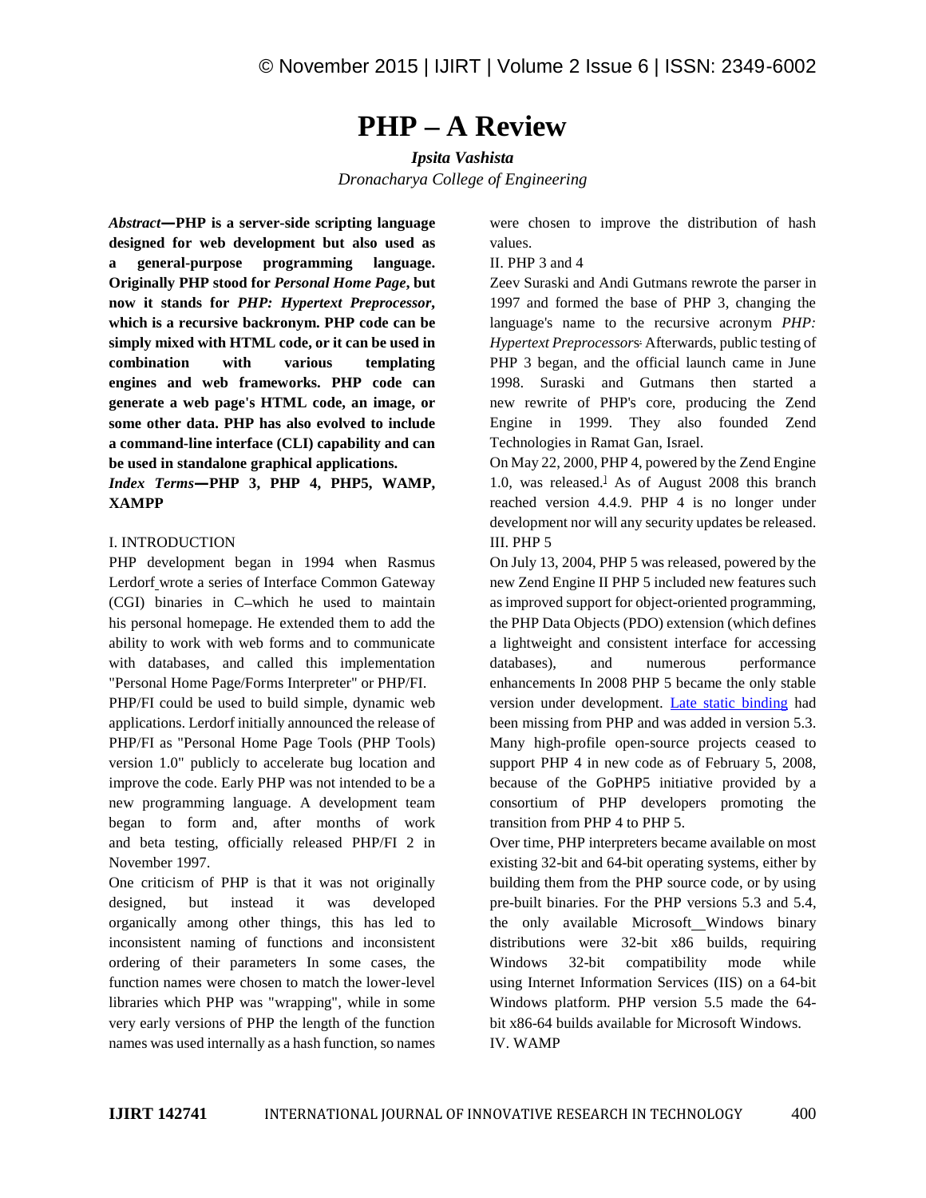# PHP – A Review

***Ipsita Vashista***

*Dronacharya College of Engineering*

***Abstract*—PHP is a server-side scripting language designed for web development but also used as a general-purpose programming language. Originally PHP stood for *Personal Home Page*, but now it stands for *PHP: Hypertext Preprocessor*, which is a recursive backronym. PHP code can be simply mixed with HTML code, or it can be used in combination with various templating engines and web frameworks. PHP code can generate a web page's HTML code, an image, or some other data. PHP has also evolved to include a command-line interface (CLI) capability and can be used in standalone graphical applications.**

***Index Terms*—PHP 3, PHP 4, PHP5, WAMP, XAMPP**

## I. INTRODUCTION

PHP development began in 1994 when Rasmus Lerdorf wrote a series of Interface Common Gateway (CGI) binaries in C–which he used to maintain his personal homepage. He extended them to add the ability to work with web forms and to communicate with databases, and called this implementation "Personal Home Page/Forms Interpreter" or PHP/FI.

PHP/FI could be used to build simple, dynamic web applications. Lerdorf initially announced the release of PHP/FI as "Personal Home Page Tools (PHP Tools) version 1.0" publicly to accelerate bug location and improve the code. Early PHP was not intended to be a new programming language. A development team began to form and, after months of work and beta testing, officially released PHP/FI 2 in November 1997.

One criticism of PHP is that it was not originally designed, but instead it was developed organically among other things, this has led to inconsistent naming of functions and inconsistent ordering of their parameters In some cases, the function names were chosen to match the lower-level libraries which PHP was "wrapping", while in some very early versions of PHP the length of the function names was used internally as a hash function, so names were chosen to improve the distribution of hash values.

## II. PHP 3 and 4

Zeev Suraski and Andi Gutmans rewrote the parser in 1997 and formed the base of PHP 3, changing the language's name to the recursive acronym *PHP: Hypertext Preprocessors*. Afterwards, public testing of PHP 3 began, and the official launch came in June 1998. Suraski and Gutmans then started a new rewrite of PHP's core, producing the Zend Engine in 1999. They also founded Zend Technologies in Ramat Gan, Israel.

On May 22, 2000, PHP 4, powered by the Zend Engine 1.0, was released.[1] As of August 2008 this branch reached version 4.4.9. PHP 4 is no longer under development nor will any security updates be released.

## III. PHP 5

On July 13, 2004, PHP 5 was released, powered by the new Zend Engine II PHP 5 included new features such as improved support for object-oriented programming, the PHP Data Objects (PDO) extension (which defines a lightweight and consistent interface for accessing databases), and numerous performance enhancements In 2008 PHP 5 became the only stable version under development. Late static binding had been missing from PHP and was added in version 5.3. Many high-profile open-source projects ceased to support PHP 4 in new code as of February 5, 2008, because of the GoPHP5 initiative provided by a consortium of PHP developers promoting the transition from PHP 4 to PHP 5.

Over time, PHP interpreters became available on most existing 32-bit and 64-bit operating systems, either by building them from the PHP source code, or by using pre-built binaries. For the PHP versions 5.3 and 5.4, the only available Microsoft Windows binary distributions were 32-bit x86 builds, requiring Windows 32-bit compatibility mode while using Internet Information Services (IIS) on a 64-bit Windows platform. PHP version 5.5 made the 64-bit x86-64 builds available for Microsoft Windows.

## IV. WAMP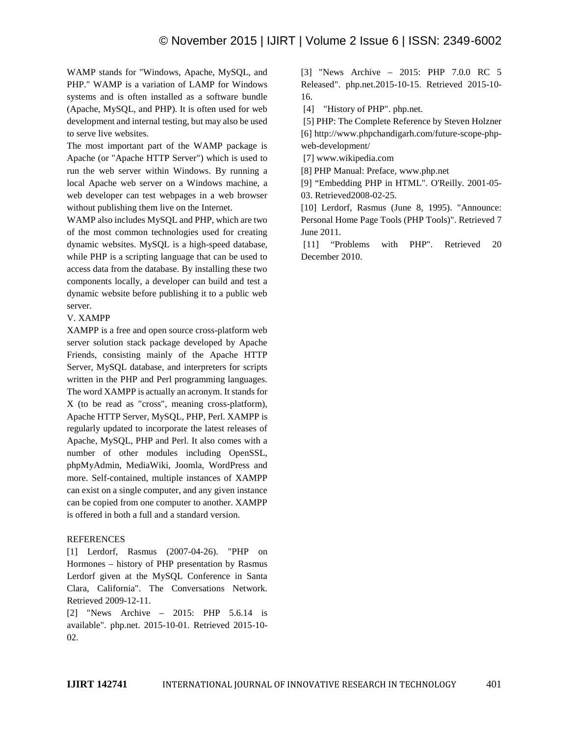WAMP stands for "Windows, Apache, MySQL, and PHP." WAMP is a variation of LAMP for Windows systems and is often installed as a software bundle (Apache, MySQL, and PHP). It is often used for web development and internal testing, but may also be used to serve live websites.

The most important part of the WAMP package is Apache (or "Apache HTTP Server") which is used to run the web server within Windows. By running a local Apache web server on a Windows machine, a web developer can test webpages in a web browser without publishing them live on the Internet.

WAMP also includes MySQL and PHP, which are two of the most common technologies used for creating dynamic websites. MySQL is a high-speed database, while PHP is a scripting language that can be used to access data from the database. By installing these two components locally, a developer can build and test a dynamic website before publishing it to a public web server.

## V. XAMPP

XAMPP is a free and open source cross-platform web server solution stack package developed by Apache Friends, consisting mainly of the Apache HTTP Server, MySQL database, and interpreters for scripts written in the PHP and Perl programming languages. The word XAMPP is actually an acronym. It stands for X (to be read as "cross", meaning cross-platform), Apache HTTP Server, MySQL, PHP, Perl. XAMPP is regularly updated to incorporate the latest releases of Apache, MySQL, PHP and Perl. It also comes with a number of other modules including OpenSSL, phpMyAdmin, MediaWiki, Joomla, WordPress and more. Self-contained, multiple instances of XAMPP can exist on a single computer, and any given instance can be copied from one computer to another. XAMPP is offered in both a full and a standard version.

## REFERENCES

[1] Lerdorf, Rasmus (2007-04-26). "PHP on Hormones – history of PHP presentation by Rasmus Lerdorf given at the MySQL Conference in Santa Clara, California". The Conversations Network. Retrieved 2009-12-11.

[2] "News Archive – 2015: PHP 5.6.14 is available". php.net. 2015-10-01. Retrieved 2015-10-02.

[3] "News Archive – 2015: PHP 7.0.0 RC 5 Released". php.net.2015-10-15. Retrieved 2015-10-16.

[4] "History of PHP". php.net.

[5] PHP: The Complete Reference by Steven Holzner

[6] http://www.phpchandigarh.com/future-scope-php-web-development/

[7] www.wikipedia.com

[8] PHP Manual: Preface, www.php.net

[9] "Embedding PHP in HTML". O'Reilly. 2001-05-03. Retrieved2008-02-25.

[10] Lerdorf, Rasmus (June 8, 1995). "Announce: Personal Home Page Tools (PHP Tools)". Retrieved 7 June 2011.

[11] "Problems with PHP". Retrieved 20 December 2010.